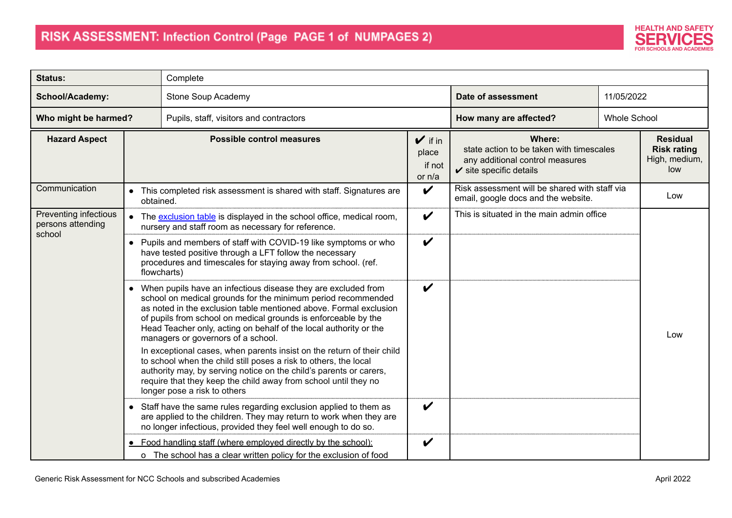# RISK ASSESSMENT: Infection Control

HEALTH AND SAFETY SERVICES FOR SCHOOLS AND ACADEMIES

| **Status:** | Complete | | |
|---|---|---|---|
| **School/Academy:** | Stone Soup Academy | **Date of assessment** | 11/05/2022 |
| **Who might be harmed?** | Pupils, staff, visitors and contractors | **How many are affected?** | Whole School |

| **Hazard Aspect** | **Possible control measures** | ✔ if in place if not or n/a | **Where:** state action to be taken with timescales any additional control measures ✔ site specific details | **Residual Risk rating** High, medium, low |
|---|---|---|---|---|
| Communication | • This completed risk assessment is shared with staff. Signatures are obtained. | ✔ | Risk assessment will be shared with staff via email, google docs and the website. | Low |
| Preventing infectious persons attending school | • The [exclusion table] is displayed in the school office, medical room, nursery and staff room as necessary for reference. | ✔ | This is situated in the main admin office | Low |
| | • Pupils and members of staff with COVID-19 like symptoms or who have tested positive through a LFT follow the necessary procedures and timescales for staying away from school. (ref. flowcharts) | ✔ | | |
| | • When pupils have an infectious disease they are excluded from school on medical grounds for the minimum period recommended as noted in the exclusion table mentioned above. Formal exclusion of pupils from school on medical grounds is enforceable by the Head Teacher only, acting on behalf of the local authority or the managers or governors of a school. In exceptional cases, when parents insist on the return of their child to school when the child still poses a risk to others, the local authority may, by serving notice on the child's parents or carers, require that they keep the child away from school until they no longer pose a risk to others | ✔ | | |
| | • Staff have the same rules regarding exclusion applied to them as are applied to the children. They may return to work when they are no longer infectious, provided they feel well enough to do so. | ✔ | | |
| | • Food handling staff (where employed directly by the school): o The school has a clear written policy for the exclusion of food | ✔ | | |

Generic Risk Assessment for NCC Schools and subscribed Academies

April 2022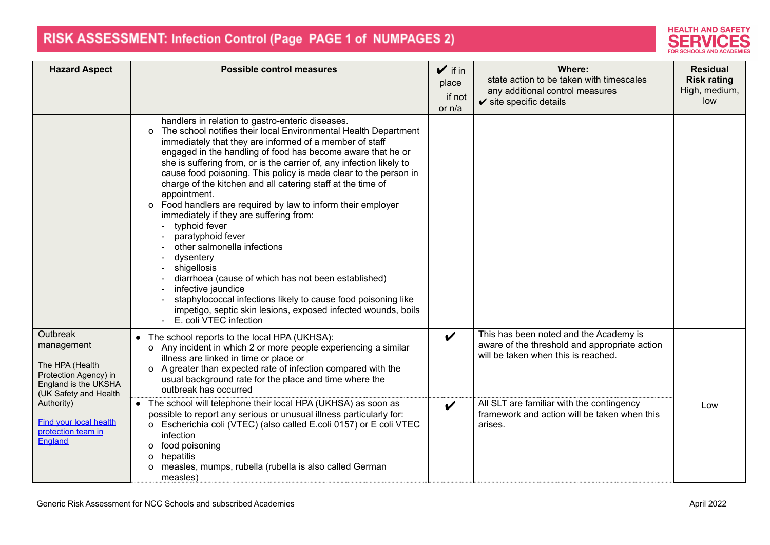# RISK ASSESSMENT: Infection Control

| Hazard Aspect | Possible control measures | ✔ if in place<br>if not or n/a | Where:<br>state action to be taken with timescales<br>any additional control measures<br>✔ site specific details | Residual Risk rating<br>High, medium, low |
|---|---|---|---|---|
| | handlers in relation to gastro-enteric diseases.<br>o The school notifies their local Environmental Health Department immediately that they are informed of a member of staff engaged in the handling of food has become aware that he or she is suffering from, or is the carrier of, any infection likely to cause food poisoning. This policy is made clear to the person in charge of the kitchen and all catering staff at the time of appointment.<br>o Food handlers are required by law to inform their employer immediately if they are suffering from:<br>- typhoid fever<br>- paratyphoid fever<br>- other salmonella infections<br>- dysentery<br>- shigellosis<br>- diarrhoea (cause of which has not been established)<br>- infective jaundice<br>- staphylococcal infections likely to cause food poisoning like impetigo, septic skin lesions, exposed infected wounds, boils<br>- E. coli VTEC infection | | | |
| Outbreak management<br><br>The HPA (Health Protection Agency) in England is the UKSHA (UK Safety and Health Authority)<br><br>[Find your local health protection team in England] | • The school reports to the local HPA (UKHSA):<br>o Any incident in which 2 or more people experiencing a similar illness are linked in time or place or<br>o A greater than expected rate of infection compared with the usual background rate for the place and time where the outbreak has occurred | ✔ | This has been noted and the Academy is aware of the threshold and appropriate action will be taken when this is reached. | Low |
| | • The school will telephone their local HPA (UKHSA) as soon as possible to report any serious or unusual illness particularly for:<br>o Escherichia coli (VTEC) (also called E.coli 0157) or E coli VTEC infection<br>o food poisoning<br>o hepatitis<br>o measles, mumps, rubella (rubella is also called German measles) | ✔ | All SLT are familiar with the contingency framework and action will be taken when this arises. | |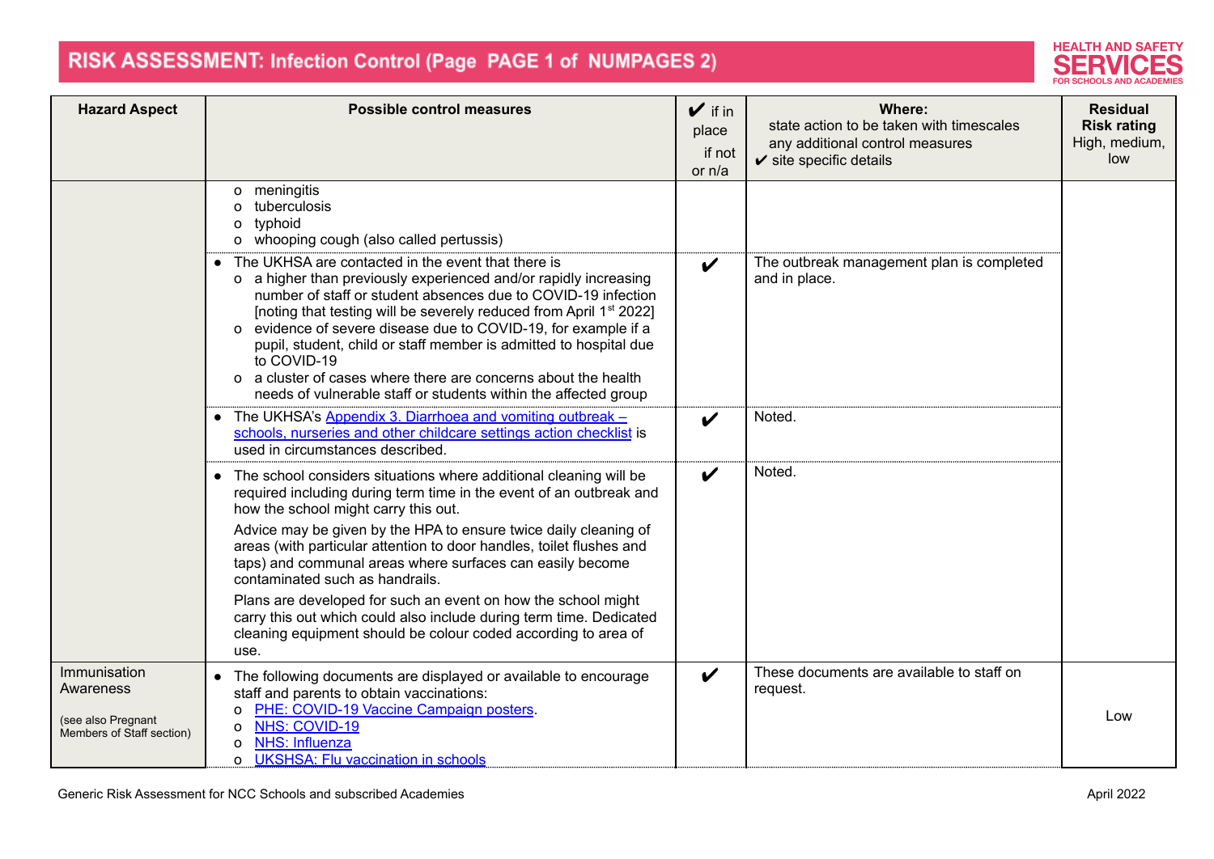# RISK ASSESSMENT: Infection Control

| Hazard Aspect | Possible control measures | ✔ if in place<br>if not or n/a | Where:<br>state action to be taken with timescales<br>any additional control measures<br>✔ site specific details | Residual Risk rating<br>High, medium, low |
|---|---|---|---|---|
| | o meningitis<br>o tuberculosis<br>o typhoid<br>o whooping cough (also called pertussis) | | | |
| | • The UKHSA are contacted in the event that there is<br>o a higher than previously experienced and/or rapidly increasing number of staff or student absences due to COVID-19 infection [noting that testing will be severely reduced from April 1st 2022]<br>o evidence of severe disease due to COVID-19, for example if a pupil, student, child or staff member is admitted to hospital due to COVID-19<br>o a cluster of cases where there are concerns about the health needs of vulnerable staff or students within the affected group | ✔ | The outbreak management plan is completed and in place. | |
| | • The UKHSA's Appendix 3. Diarrhoea and vomiting outbreak – schools, nurseries and other childcare settings action checklist is used in circumstances described. | ✔ | Noted. | |
| | • The school considers situations where additional cleaning will be required including during term time in the event of an outbreak and how the school might carry this out.<br>Advice may be given by the HPA to ensure twice daily cleaning of areas (with particular attention to door handles, toilet flushes and taps) and communal areas where surfaces can easily become contaminated such as handrails.<br>Plans are developed for such an event on how the school might carry this out which could also include during term time. Dedicated cleaning equipment should be colour coded according to area of use. | ✔ | Noted. | |
| Immunisation Awareness<br><br>(see also Pregnant Members of Staff section) | • The following documents are displayed or available to encourage staff and parents to obtain vaccinations:<br>o PHE: COVID-19 Vaccine Campaign posters.<br>o NHS: COVID-19<br>o NHS: Influenza<br>o UKSHSA: Flu vaccination in schools | ✔ | These documents are available to staff on request. | Low |

Generic Risk Assessment for NCC Schools and subscribed Academies — April 2022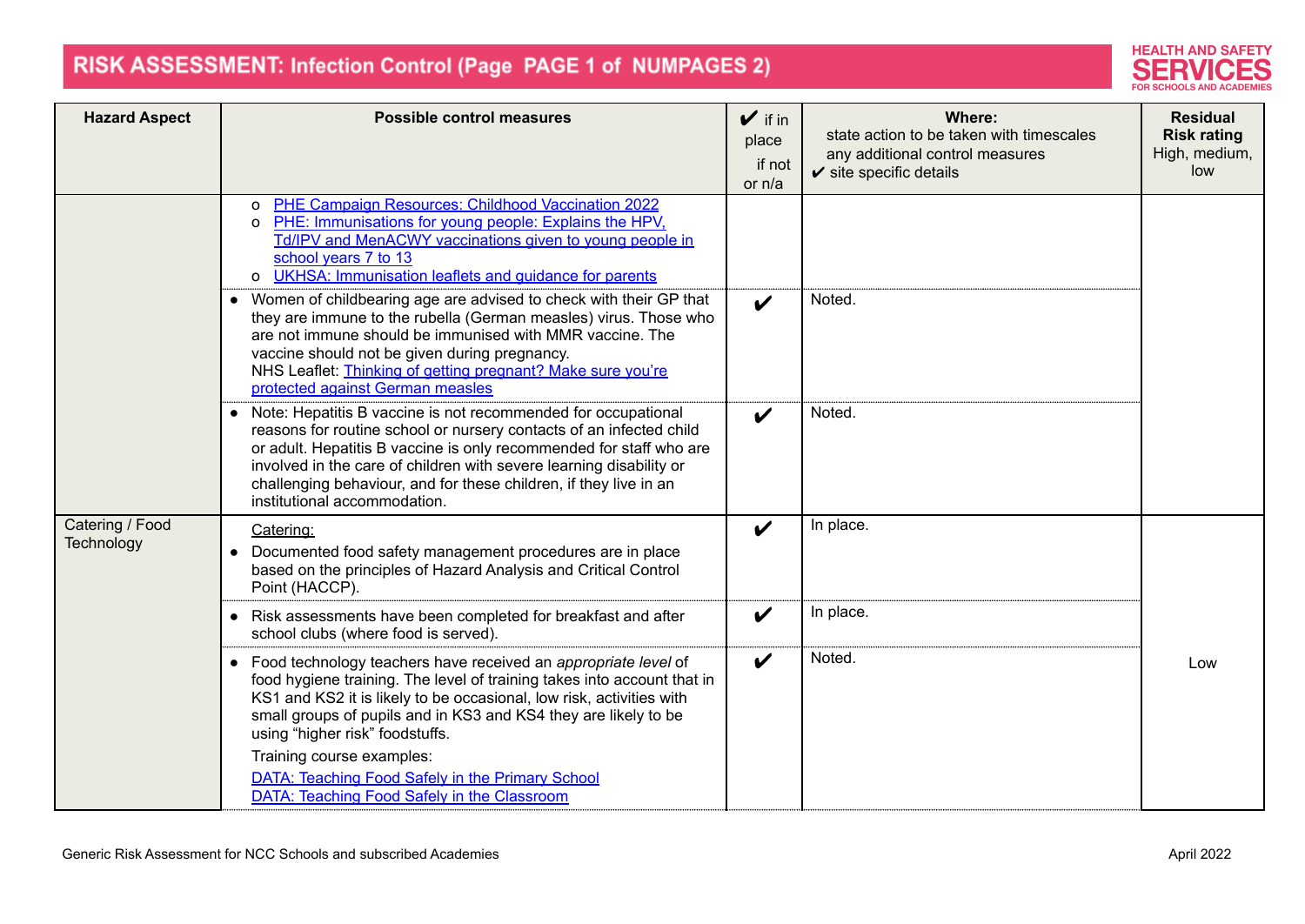| Hazard Aspect | Possible control measures | ✔ if in place if not or n/a | Where: state action to be taken with timescales any additional control measures ✔ site specific details | Residual Risk rating High, medium, low |
|---|---|---|---|---|
| | o PHE Campaign Resources: Childhood Vaccination 2022<br>o PHE: Immunisations for young people: Explains the HPV, Td/IPV and MenACWY vaccinations given to young people in school years 7 to 13<br>o UKHSA: Immunisation leaflets and guidance for parents | | | |
| | • Women of childbearing age are advised to check with their GP that they are immune to the rubella (German measles) virus. Those who are not immune should be immunised with MMR vaccine. The vaccine should not be given during pregnancy.<br>NHS Leaflet: Thinking of getting pregnant? Make sure you're protected against German measles | ✔ | Noted. | |
| | • Note: Hepatitis B vaccine is not recommended for occupational reasons for routine school or nursery contacts of an infected child or adult. Hepatitis B vaccine is only recommended for staff who are involved in the care of children with severe learning disability or challenging behaviour, and for these children, if they live in an institutional accommodation. | ✔ | Noted. | |
| Catering / Food Technology | Catering:<br>• Documented food safety management procedures are in place based on the principles of Hazard Analysis and Critical Control Point (HACCP). | ✔ | In place. | Low |
| | • Risk assessments have been completed for breakfast and after school clubs (where food is served). | ✔ | In place. | |
| | • Food technology teachers have received an *appropriate level* of food hygiene training. The level of training takes into account that in KS1 and KS2 it is likely to be occasional, low risk, activities with small groups of pupils and in KS3 and KS4 they are likely to be using "higher risk" foodstuffs.<br>Training course examples:<br>DATA: Teaching Food Safely in the Primary School<br>DATA: Teaching Food Safely in the Classroom | ✔ | Noted. | |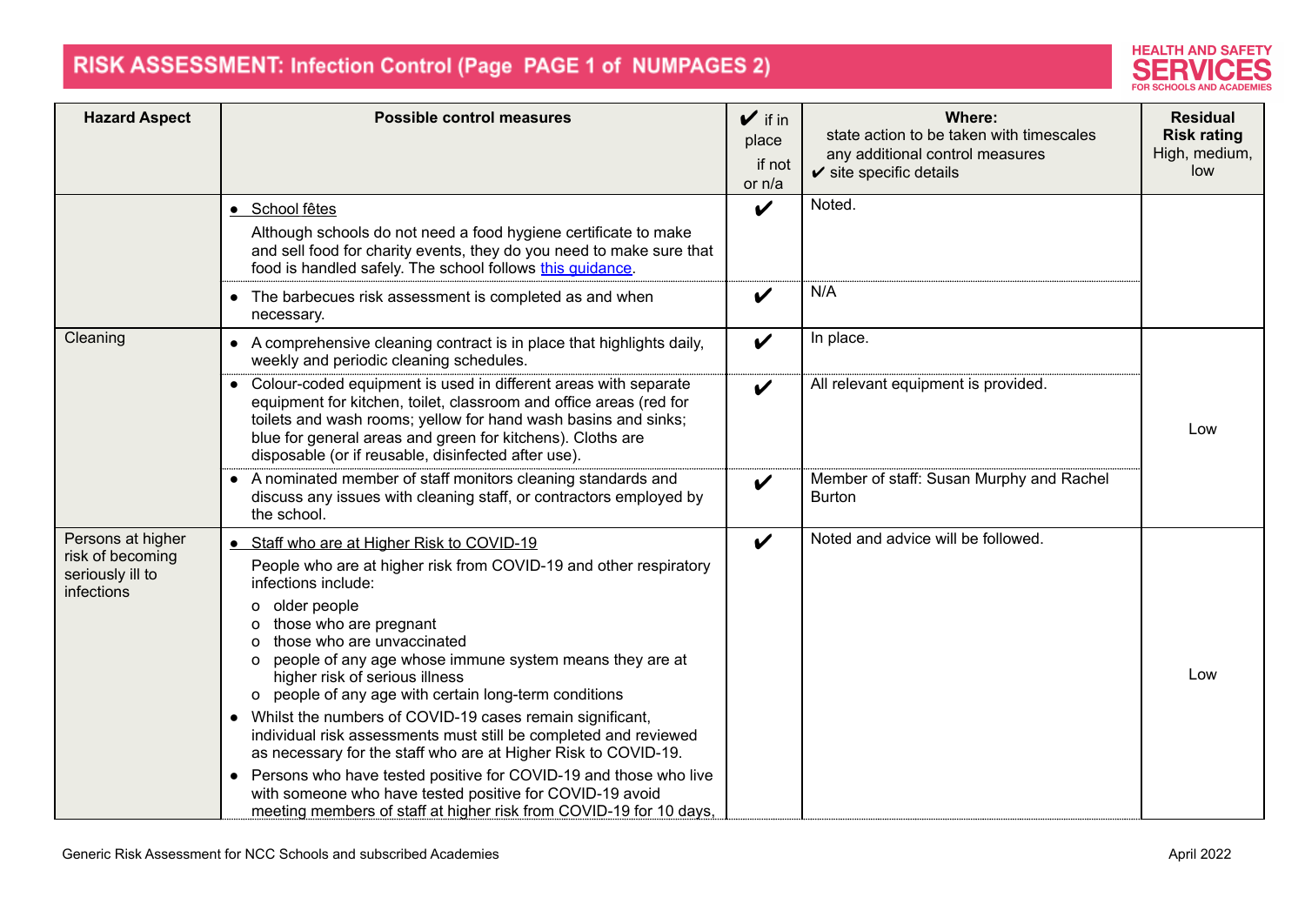| Hazard Aspect | Possible control measures | ✔ if in place if not or n/a | Where: state action to be taken with timescales any additional control measures ✔ site specific details | Residual Risk rating High, medium, low |
|---|---|---|---|---|
| | • School fêtes<br>Although schools do not need a food hygiene certificate to make and sell food for charity events, they do you need to make sure that food is handled safely. The school follows this guidance. | ✔ | Noted. | |
| | • The barbecues risk assessment is completed as and when necessary. | ✔ | N/A | |
| Cleaning | • A comprehensive cleaning contract is in place that highlights daily, weekly and periodic cleaning schedules. | ✔ | In place. | Low |
| | • Colour-coded equipment is used in different areas with separate equipment for kitchen, toilet, classroom and office areas (red for toilets and wash rooms; yellow for hand wash basins and sinks; blue for general areas and green for kitchens). Cloths are disposable (or if reusable, disinfected after use). | ✔ | All relevant equipment is provided. | |
| | • A nominated member of staff monitors cleaning standards and discuss any issues with cleaning staff, or contractors employed by the school. | ✔ | Member of staff: Susan Murphy and Rachel Burton | |
| Persons at higher risk of becoming seriously ill to infections | • Staff who are at Higher Risk to COVID-19<br>People who are at higher risk from COVID-19 and other respiratory infections include:<br>o older people<br>o those who are pregnant<br>o those who are unvaccinated<br>o people of any age whose immune system means they are at higher risk of serious illness<br>o people of any age with certain long-term conditions<br>• Whilst the numbers of COVID-19 cases remain significant, individual risk assessments must still be completed and reviewed as necessary for the staff who are at Higher Risk to COVID-19.<br>• Persons who have tested positive for COVID-19 and those who live with someone who have tested positive for COVID-19 avoid meeting members of staff at higher risk from COVID-19 for 10 days, | ✔ | Noted and advice will be followed. | Low |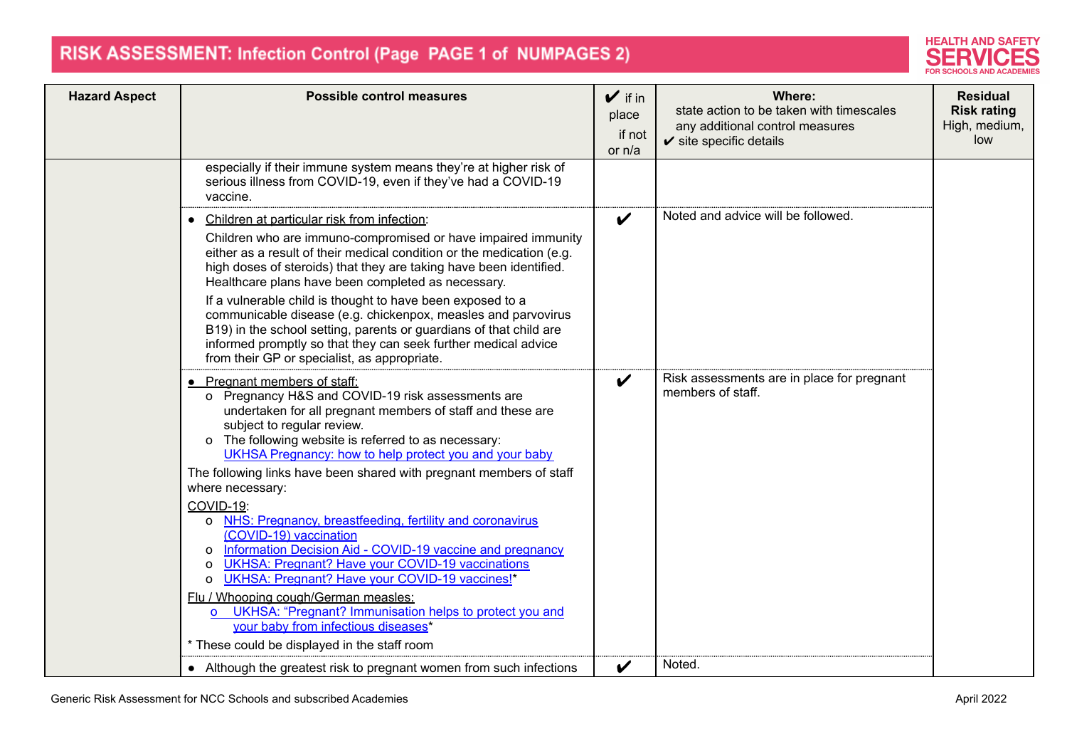| Hazard Aspect | Possible control measures | ✔ if in place<br>if not or n/a | Where:<br>state action to be taken with timescales<br>any additional control measures<br>✔ site specific details | Residual Risk rating<br>High, medium, low |
|---|---|---|---|---|
| | especially if their immune system means they're at higher risk of serious illness from COVID-19, even if they've had a COVID-19 vaccine. | | | |
| | • Children at particular risk from infection:<br>Children who are immuno-compromised or have impaired immunity either as a result of their medical condition or the medication (e.g. high doses of steroids) that they are taking have been identified. Healthcare plans have been completed as necessary.<br>If a vulnerable child is thought to have been exposed to a communicable disease (e.g. chickenpox, measles and parvovirus B19) in the school setting, parents or guardians of that child are informed promptly so that they can seek further medical advice from their GP or specialist, as appropriate. | ✔ | Noted and advice will be followed. | |
| | • Pregnant members of staff:<br>o Pregnancy H&S and COVID-19 risk assessments are undertaken for all pregnant members of staff and these are subject to regular review.<br>o The following website is referred to as necessary: UKHSA Pregnancy: how to help protect you and your baby<br>The following links have been shared with pregnant members of staff where necessary:<br>COVID-19:<br>o NHS: Pregnancy, breastfeeding, fertility and coronavirus (COVID-19) vaccination<br>o Information Decision Aid - COVID-19 vaccine and pregnancy<br>o UKHSA: Pregnant? Have your COVID-19 vaccinations<br>o UKHSA: Pregnant? Have your COVID-19 vaccines!*<br>Flu / Whooping cough/German measles:<br>o UKHSA: "Pregnant? Immunisation helps to protect you and your baby from infectious diseases"*<br>* These could be displayed in the staff room | ✔ | Risk assessments are in place for pregnant members of staff. | |
| | • Although the greatest risk to pregnant women from such infections | ✔ | Noted. | |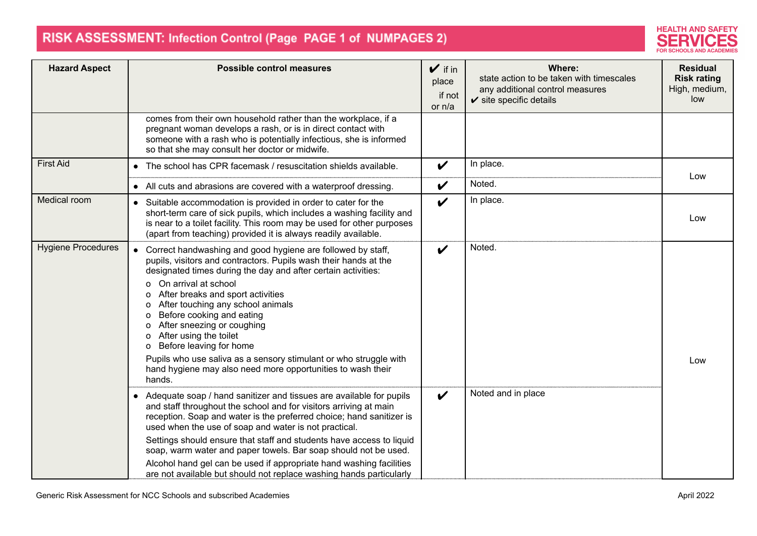# RISK ASSESSMENT: Infection Control

| Hazard Aspect | Possible control measures | ✔ if in place if not or n/a | Where: state action to be taken with timescales any additional control measures ✔ site specific details | Residual Risk rating High, medium, low |
|---|---|---|---|---|
| | comes from their own household rather than the workplace, if a pregnant woman develops a rash, or is in direct contact with someone with a rash who is potentially infectious, she is informed so that she may consult her doctor or midwife. | | | |
| First Aid | • The school has CPR facemask / resuscitation shields available. | ✔ | In place. | Low |
| | • All cuts and abrasions are covered with a waterproof dressing. | ✔ | Noted. | |
| Medical room | • Suitable accommodation is provided in order to cater for the short-term care of sick pupils, which includes a washing facility and is near to a toilet facility. This room may be used for other purposes (apart from teaching) provided it is always readily available. | ✔ | In place. | Low |
| Hygiene Procedures | • Correct handwashing and good hygiene are followed by staff, pupils, visitors and contractors. Pupils wash their hands at the designated times during the day and after certain activities:<br>o On arrival at school<br>o After breaks and sport activities<br>o After touching any school animals<br>o Before cooking and eating<br>o After sneezing or coughing<br>o After using the toilet<br>o Before leaving for home<br>Pupils who use saliva as a sensory stimulant or who struggle with hand hygiene may also need more opportunities to wash their hands. | ✔ | Noted. | Low |
| | • Adequate soap / hand sanitizer and tissues are available for pupils and staff throughout the school and for visitors arriving at main reception. Soap and water is the preferred choice; hand sanitizer is used when the use of soap and water is not practical.<br>Settings should ensure that staff and students have access to liquid soap, warm water and paper towels. Bar soap should not be used.<br>Alcohol hand gel can be used if appropriate hand washing facilities are not available but should not replace washing hands particularly | ✔ | Noted and in place | |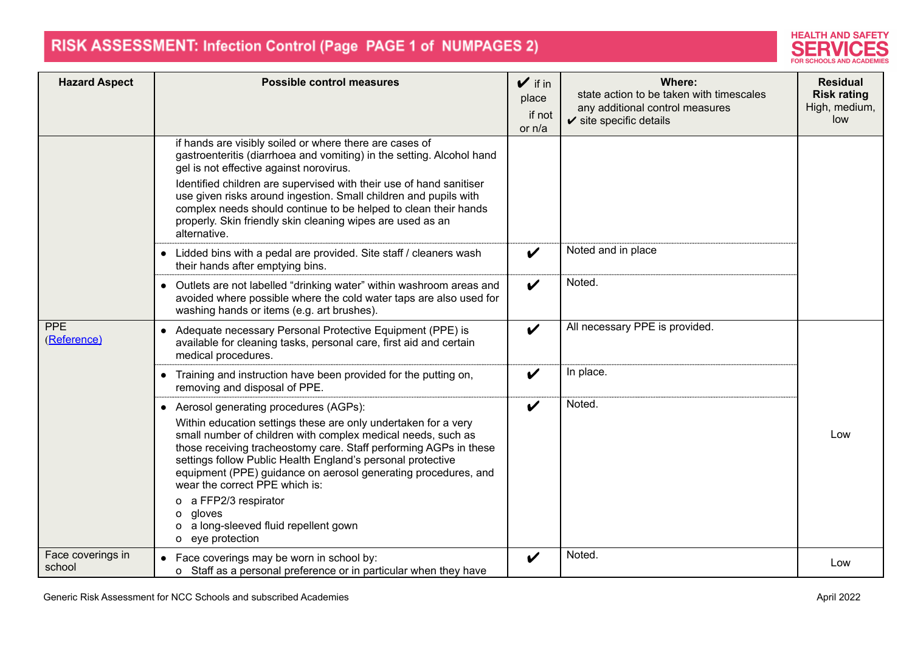| Hazard Aspect | Possible control measures | ✔ if in place if not or n/a | Where: state action to be taken with timescales any additional control measures ✔ site specific details | Residual Risk rating High, medium, low |
|---|---|---|---|---|
| | if hands are visibly soiled or where there are cases of gastroenteritis (diarrhoea and vomiting) in the setting. Alcohol hand gel is not effective against norovirus.<br><br>Identified children are supervised with their use of hand sanitiser use given risks around ingestion. Small children and pupils with complex needs should continue to be helped to clean their hands properly. Skin friendly skin cleaning wipes are used as an alternative. | | | |
| | • Lidded bins with a pedal are provided. Site staff / cleaners wash their hands after emptying bins. | ✔ | Noted and in place | |
| | • Outlets are not labelled "drinking water" within washroom areas and avoided where possible where the cold water taps are also used for washing hands or items (e.g. art brushes). | ✔ | Noted. | |
| PPE (Reference) | • Adequate necessary Personal Protective Equipment (PPE) is available for cleaning tasks, personal care, first aid and certain medical procedures. | ✔ | All necessary PPE is provided. | Low |
| | • Training and instruction have been provided for the putting on, removing and disposal of PPE. | ✔ | In place. | |
| | • Aerosol generating procedures (AGPs):<br>Within education settings these are only undertaken for a very small number of children with complex medical needs, such as those receiving tracheostomy care. Staff performing AGPs in these settings follow Public Health England's personal protective equipment (PPE) guidance on aerosol generating procedures, and wear the correct PPE which is:<br>o a FFP2/3 respirator<br>o gloves<br>o a long-sleeved fluid repellent gown<br>o eye protection | ✔ | Noted. | |
| Face coverings in school | • Face coverings may be worn in school by:<br>o Staff as a personal preference or in particular when they have | ✔ | Noted. | Low |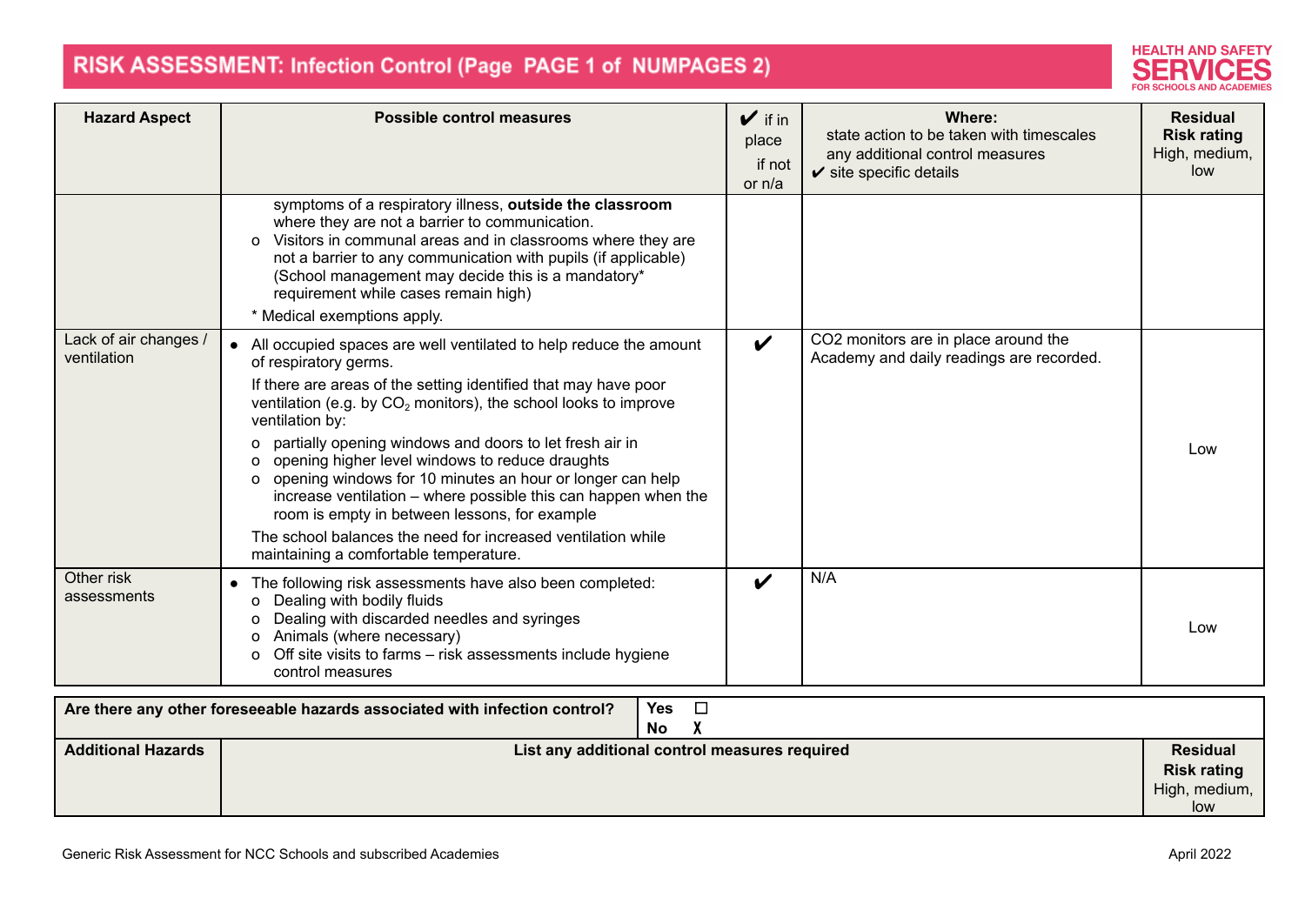# RISK ASSESSMENT: Infection Control

| Hazard Aspect | Possible control measures | ✔ if in place if not or n/a | Where: state action to be taken with timescales any additional control measures ✔ site specific details | Residual Risk rating High, medium, low |
|---|---|---|---|---|
| | symptoms of a respiratory illness, **outside the classroom** where they are not a barrier to communication.<br>o Visitors in communal areas and in classrooms where they are not a barrier to any communication with pupils (if applicable) (School management may decide this is a mandatory* requirement while cases remain high)<br>* Medical exemptions apply. | | | |
| Lack of air changes / ventilation | • All occupied spaces are well ventilated to help reduce the amount of respiratory germs.<br>If there are areas of the setting identified that may have poor ventilation (e.g. by $CO_2$ monitors), the school looks to improve ventilation by:<br>o partially opening windows and doors to let fresh air in<br>o opening higher level windows to reduce draughts<br>o opening windows for 10 minutes an hour or longer can help increase ventilation – where possible this can happen when the room is empty in between lessons, for example<br>The school balances the need for increased ventilation while maintaining a comfortable temperature. | ✔ | CO2 monitors are in place around the Academy and daily readings are recorded. | Low |
| Other risk assessments | • The following risk assessments have also been completed:<br>o Dealing with bodily fluids<br>o Dealing with discarded needles and syringes<br>o Animals (where necessary)<br>o Off site visits to farms – risk assessments include hygiene control measures | ✔ | N/A | Low |

| Are there any other foreseeable hazards associated with infection control? | Yes ☐ No X | |
|---|---|---|
| **Additional Hazards** | **List any additional control measures required** | **Residual Risk rating** High, medium, low |

Generic Risk Assessment for NCC Schools and subscribed Academies

April 2022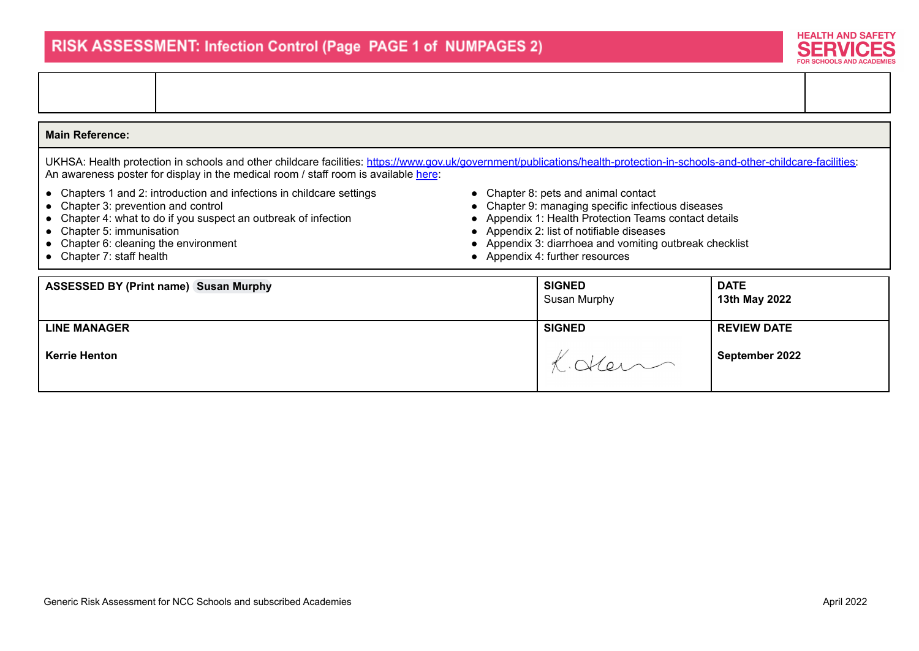| | | |
|---|---|---|
| | | |

| Main Reference: |
|---|
| UKHSA: Health protection in schools and other childcare facilities: [https://www.gov.uk/government/publications/health-protection-in-schools-and-other-childcare-facilities](https://www.gov.uk/government/publications/health-protection-in-schools-and-other-childcare-facilities): An awareness poster for display in the medical room / staff room is available [here](): |

- Chapters 1 and 2: introduction and infections in childcare settings
- Chapter 3: prevention and control
- Chapter 4: what to do if you suspect an outbreak of infection
- Chapter 5: immunisation
- Chapter 6: cleaning the environment
- Chapter 7: staff health
- Chapter 8: pets and animal contact
- Chapter 9: managing specific infectious diseases
- Appendix 1: Health Protection Teams contact details
- Appendix 2: list of notifiable diseases
- Appendix 3: diarrhoea and vomiting outbreak checklist
- Appendix 4: further resources

| | | |
|---|---|---|
| **ASSESSED BY (Print name)** **Susan Murphy** | **SIGNED** Susan Murphy | **DATE** **13th May 2022** |
| **LINE MANAGER** **Kerrie Henton** | **SIGNED** K. Hen | **REVIEW DATE** **September 2022** |